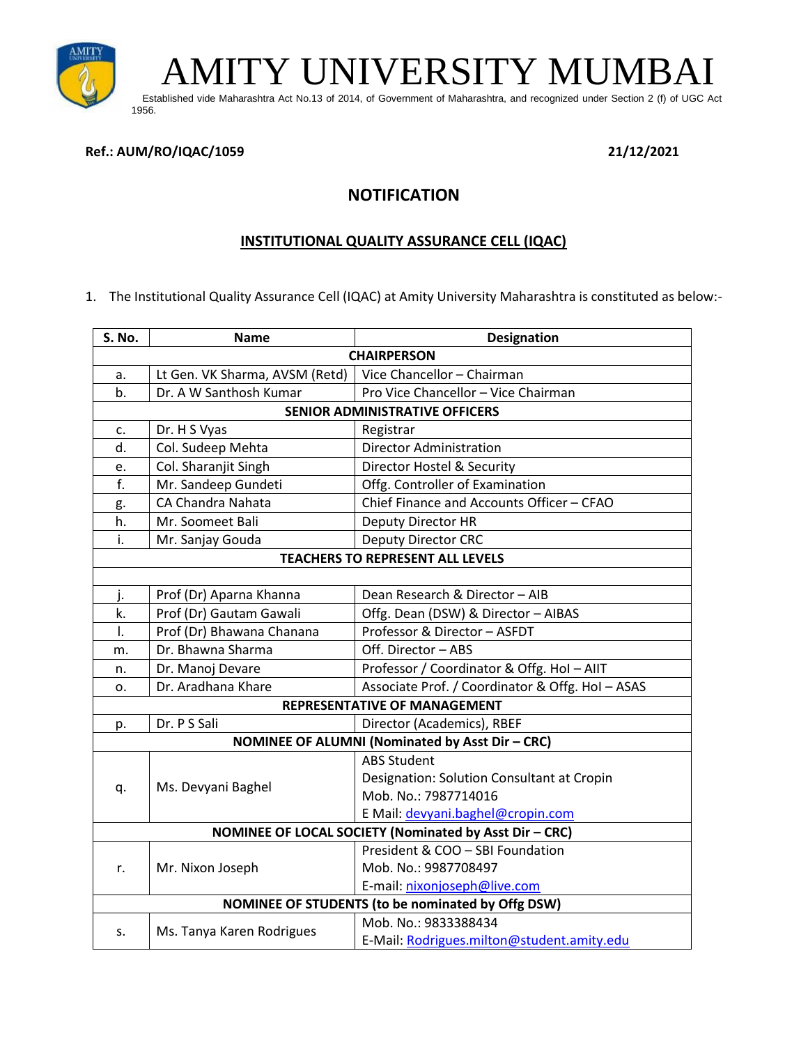# AMITY UNIVERSITY MUMBAI

Established vide Maharashtra Act No.13 of 2014, of Government of Maharashtra, and recognized under Section 2 (f) of UGC Act 1956.

**Ref.: AUM/RO/IQAC/1059** **21/12/2021**

## NOTIFICATION

### INSTITUTIONAL QUALITY ASSURANCE CELL (IQAC)

1. The Institutional Quality Assurance Cell (IQAC) at Amity University Maharashtra is constituted as below:-

| S. No. | Name | Designation |
|---|---|---|
| | **CHAIRPERSON** | |
| a. | Lt Gen. VK Sharma, AVSM (Retd) | Vice Chancellor – Chairman |
| b. | Dr. A W Santhosh Kumar | Pro Vice Chancellor – Vice Chairman |
| | **SENIOR ADMINISTRATIVE OFFICERS** | |
| c. | Dr. H S Vyas | Registrar |
| d. | Col. Sudeep Mehta | Director Administration |
| e. | Col. Sharanjit Singh | Director Hostel & Security |
| f. | Mr. Sandeep Gundeti | Offg. Controller of Examination |
| g. | CA Chandra Nahata | Chief Finance and Accounts Officer – CFAO |
| h. | Mr. Soomeet Bali | Deputy Director HR |
| i. | Mr. Sanjay Gouda | Deputy Director CRC |
| | **TEACHERS TO REPRESENT ALL LEVELS** | |
| j. | Prof (Dr) Aparna Khanna | Dean Research & Director – AIB |
| k. | Prof (Dr) Gautam Gawali | Offg. Dean (DSW) & Director – AIBAS |
| l. | Prof (Dr) Bhawana Chanana | Professor & Director – ASFDT |
| m. | Dr. Bhawna Sharma | Off. Director – ABS |
| n. | Dr. Manoj Devare | Professor / Coordinator & Offg. HoI – AIIT |
| o. | Dr. Aradhana Khare | Associate Prof. / Coordinator & Offg. HoI – ASAS |
| | **REPRESENTATIVE OF MANAGEMENT** | |
| p. | Dr. P S Sali | Director (Academics), RBEF |
| | **NOMINEE OF ALUMNI (Nominated by Asst Dir – CRC)** | |
| q. | Ms. Devyani Baghel | ABS Student<br>Designation: Solution Consultant at Cropin<br>Mob. No.: 7987714016<br>E Mail: devyani.baghel@cropin.com |
| | **NOMINEE OF LOCAL SOCIETY (Nominated by Asst Dir – CRC)** | |
| r. | Mr. Nixon Joseph | President & COO – SBI Foundation<br>Mob. No.: 9987708497<br>E-mail: nixonjoseph@live.com |
| | **NOMINEE OF STUDENTS (to be nominated by Offg DSW)** | |
| s. | Ms. Tanya Karen Rodrigues | Mob. No.: 9833388434<br>E-Mail: Rodrigues.milton@student.amity.edu |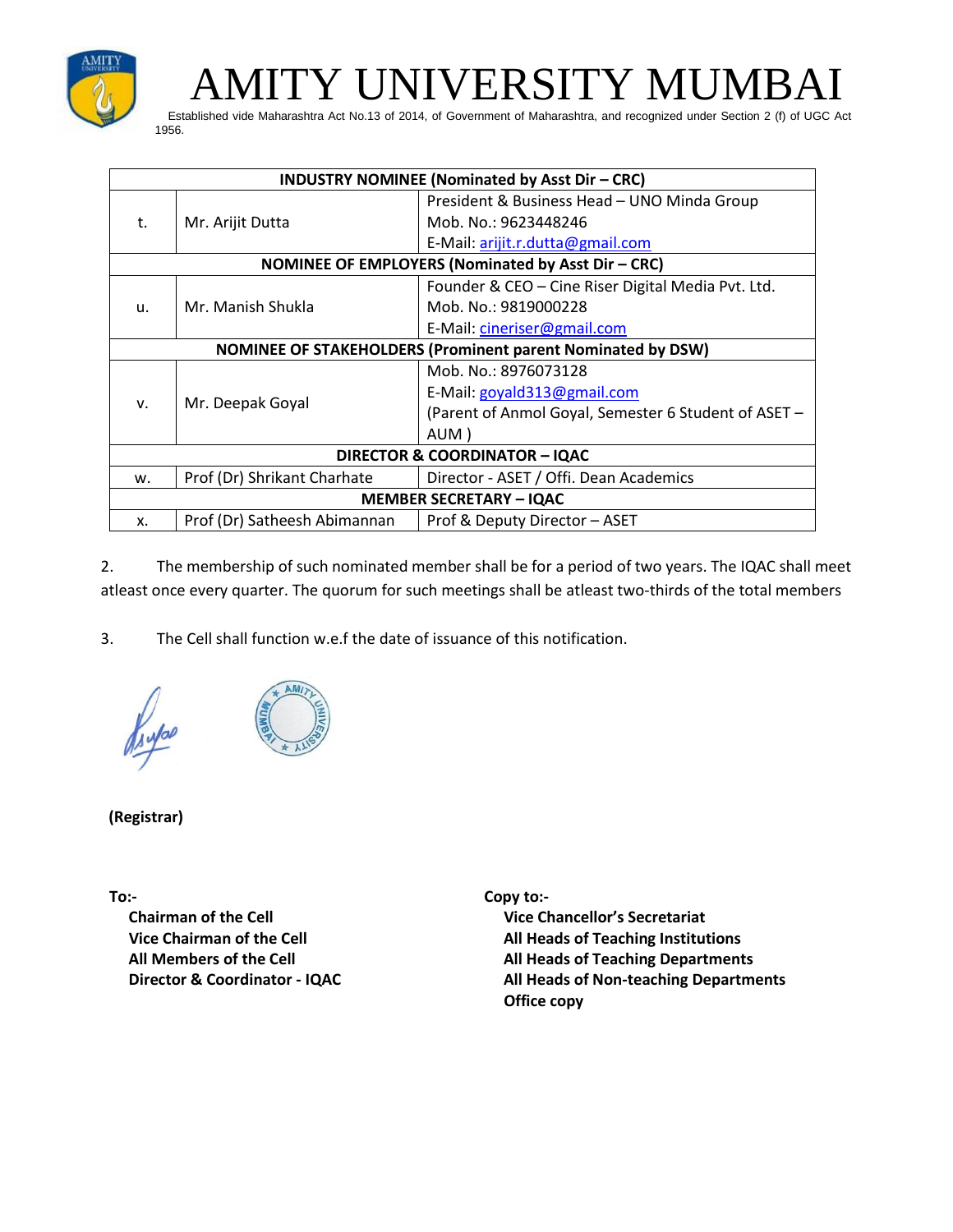# AMITY UNIVERSITY MUMBAI

Established vide Maharashtra Act No.13 of 2014, of Government of Maharashtra, and recognized under Section 2 (f) of UGC Act 1956.

| | | |
|---|---|---|
| **INDUSTRY NOMINEE (Nominated by Asst Dir – CRC)** | | |
| t. | Mr. Arijit Dutta | President & Business Head – UNO Minda Group<br>Mob. No.: 9623448246<br>E-Mail: arijit.r.dutta@gmail.com |
| **NOMINEE OF EMPLOYERS (Nominated by Asst Dir – CRC)** | | |
| u. | Mr. Manish Shukla | Founder & CEO – Cine Riser Digital Media Pvt. Ltd.<br>Mob. No.: 9819000228<br>E-Mail: cineriser@gmail.com |
| **NOMINEE OF STAKEHOLDERS (Prominent parent Nominated by DSW)** | | |
| v. | Mr. Deepak Goyal | Mob. No.: 8976073128<br>E-Mail: goyald313@gmail.com<br>(Parent of Anmol Goyal, Semester 6 Student of ASET – AUM ) |
| **DIRECTOR & COORDINATOR – IQAC** | | |
| w. | Prof (Dr) Shrikant Charhate | Director - ASET / Offi. Dean Academics |
| **MEMBER SECRETARY – IQAC** | | |
| x. | Prof (Dr) Satheesh Abimannan | Prof & Deputy Director – ASET |

2. The membership of such nominated member shall be for a period of two years. The IQAC shall meet atleast once every quarter. The quorum for such meetings shall be atleast two-thirds of the total members

3. The Cell shall function w.e.f the date of issuance of this notification.

**(Registrar)**

**To:-**
- **Chairman of the Cell**
- **Vice Chairman of the Cell**
- **All Members of the Cell**
- **Director & Coordinator - IQAC**

**Copy to:-**
- **Vice Chancellor's Secretariat**
- **All Heads of Teaching Institutions**
- **All Heads of Teaching Departments**
- **All Heads of Non-teaching Departments**
- **Office copy**